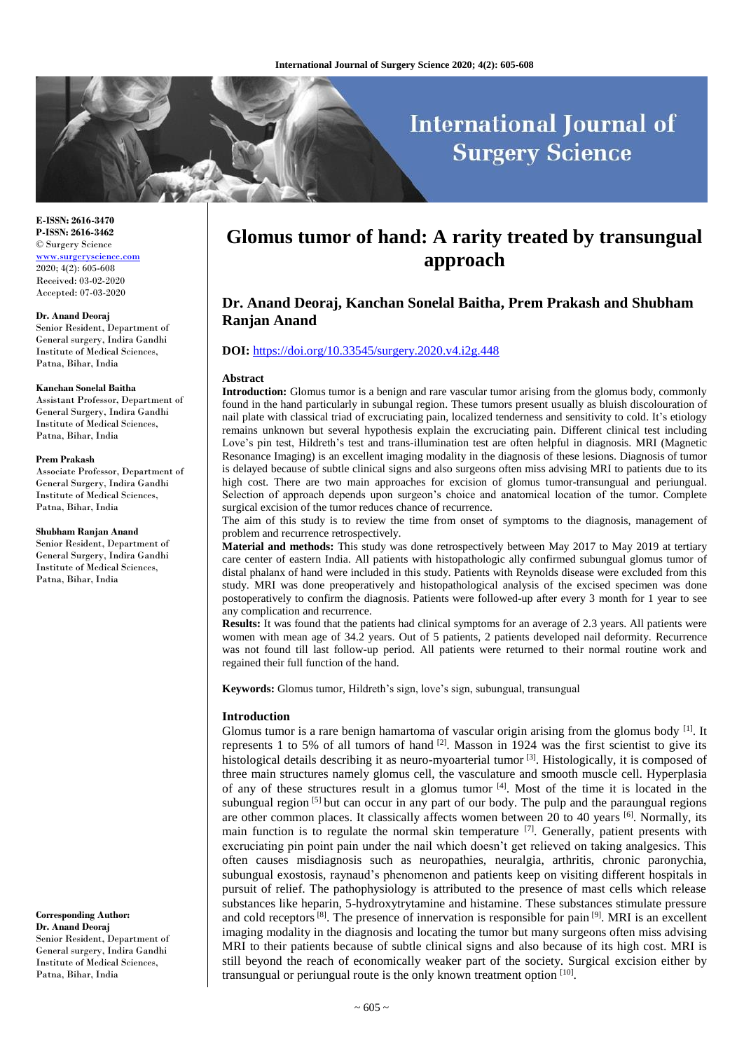# Glomus tumor of hand: A rarity treated by transungual approach

## Dr. Anand Deoraj, Kanchan Sonelal Baitha, Prem Prakash and Shubham Ranjan Anand

**DOI:** https://doi.org/10.33545/surgery.2020.v4.i2g.448

E-ISSN: 2616-3470
P-ISSN: 2616-3462
© Surgery Science
www.surgeryscience.com
2020; 4(2): 605-608
Received: 03-02-2020
Accepted: 07-03-2020

**Dr. Anand Deoraj**
Senior Resident, Department of General surgery, Indira Gandhi Institute of Medical Sciences, Patna, Bihar, India

**Kanchan Sonelal Baitha**
Assistant Professor, Department of General Surgery, Indira Gandhi Institute of Medical Sciences, Patna, Bihar, India

**Prem Prakash**
Associate Professor, Department of General Surgery, Indira Gandhi Institute of Medical Sciences, Patna, Bihar, India

**Shubham Ranjan Anand**
Senior Resident, Department of General Surgery, Indira Gandhi Institute of Medical Sciences, Patna, Bihar, India

**Corresponding Author:**
**Dr. Anand Deoraj**
Senior Resident, Department of General surgery, Indira Gandhi Institute of Medical Sciences, Patna, Bihar, India

### Abstract

**Introduction:** Glomus tumor is a benign and rare vascular tumor arising from the glomus body, commonly found in the hand particularly in subungal region. These tumors present usually as bluish discolouration of nail plate with classical triad of excruciating pain, localized tenderness and sensitivity to cold. It's etiology remains unknown but several hypothesis explain the excruciating pain. Different clinical test including Love's pin test, Hildreth's test and trans-illumination test are often helpful in diagnosis. MRI (Magnetic Resonance Imaging) is an excellent imaging modality in the diagnosis of these lesions. Diagnosis of tumor is delayed because of subtle clinical signs and also surgeons often miss advising MRI to patients due to its high cost. There are two main approaches for excision of glomus tumor-transungual and periungual. Selection of approach depends upon surgeon's choice and anatomical location of the tumor. Complete surgical excision of the tumor reduces chance of recurrence.

The aim of this study is to review the time from onset of symptoms to the diagnosis, management of problem and recurrence retrospectively.

**Material and methods:** This study was done retrospectively between May 2017 to May 2019 at tertiary care center of eastern India. All patients with histopathologic ally confirmed subungual glomus tumor of distal phalanx of hand were included in this study. Patients with Reynolds disease were excluded from this study. MRI was done preoperatively and histopathological analysis of the excised specimen was done postoperatively to confirm the diagnosis. Patients were followed-up after every 3 month for 1 year to see any complication and recurrence.

**Results:** It was found that the patients had clinical symptoms for an average of 2.3 years. All patients were women with mean age of 34.2 years. Out of 5 patients, 2 patients developed nail deformity. Recurrence was not found till last follow-up period. All patients were returned to their normal routine work and regained their full function of the hand.

**Keywords:** Glomus tumor, Hildreth's sign, love's sign, subungual, transungual

### Introduction

Glomus tumor is a rare benign hamartoma of vascular origin arising from the glomus body [1]. It represents 1 to 5% of all tumors of hand [2]. Masson in 1924 was the first scientist to give its histological details describing it as neuro-myoarterial tumor [3]. Histologically, it is composed of three main structures namely glomus cell, the vasculature and smooth muscle cell. Hyperplasia of any of these structures result in a glomus tumor [4]. Most of the time it is located in the subungual region [5] but can occur in any part of our body. The pulp and the paraungual regions are other common places. It classically affects women between 20 to 40 years [6]. Normally, its main function is to regulate the normal skin temperature [7]. Generally, patient presents with excruciating pin point pain under the nail which doesn't get relieved on taking analgesics. This often causes misdiagnosis such as neuropathies, neuralgia, arthritis, chronic paronychia, subungual exostosis, raynaud's phenomenon and patients keep on visiting different hospitals in pursuit of relief. The pathophysiology is attributed to the presence of mast cells which release substances like heparin, 5-hydroxytrytamine and histamine. These substances stimulate pressure and cold receptors [8]. The presence of innervation is responsible for pain [9]. MRI is an excellent imaging modality in the diagnosis and locating the tumor but many surgeons often miss advising MRI to their patients because of subtle clinical signs and also because of its high cost. MRI is still beyond the reach of economically weaker part of the society. Surgical excision either by transungual or periungual route is the only known treatment option [10].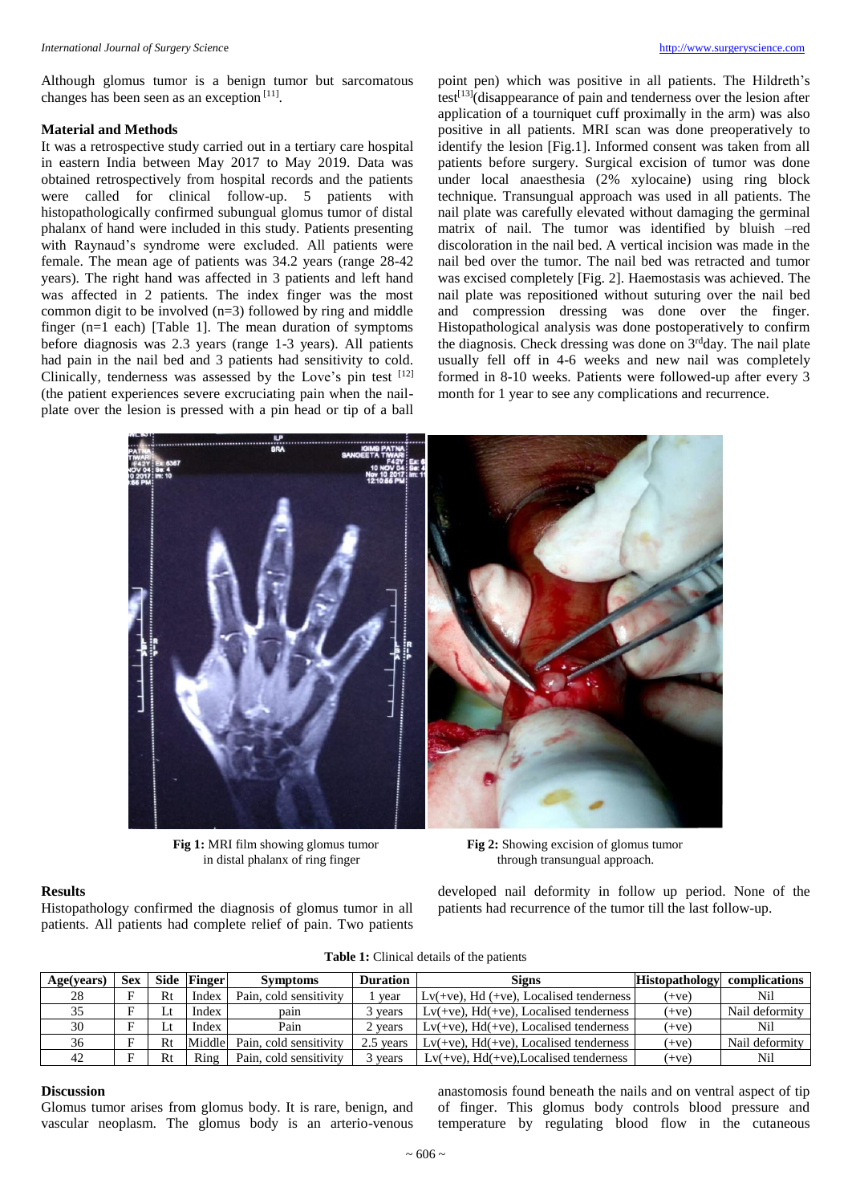Although glomus tumor is a benign tumor but sarcomatous changes has been seen as an exception [11].

### Material and Methods

It was a retrospective study carried out in a tertiary care hospital in eastern India between May 2017 to May 2019. Data was obtained retrospectively from hospital records and the patients were called for clinical follow-up. 5 patients with histopathologically confirmed subungual glomus tumor of distal phalanx of hand were included in this study. Patients presenting with Raynaud's syndrome were excluded. All patients were female. The mean age of patients was 34.2 years (range 28-42 years). The right hand was affected in 3 patients and left hand was affected in 2 patients. The index finger was the most common digit to be involved (n=3) followed by ring and middle finger (n=1 each) [Table 1]. The mean duration of symptoms before diagnosis was 2.3 years (range 1-3 years). All patients had pain in the nail bed and 3 patients had sensitivity to cold. Clinically, tenderness was assessed by the Love's pin test [12] (the patient experiences severe excruciating pain when the nail-plate over the lesion is pressed with a pin head or tip of a ball point pen) which was positive in all patients. The Hildreth's test[13](disappearance of pain and tenderness over the lesion after application of a tourniquet cuff proximally in the arm) was also positive in all patients. MRI scan was done preoperatively to identify the lesion [Fig.1]. Informed consent was taken from all patients before surgery. Surgical excision of tumor was done under local anaesthesia (2% xylocaine) using ring block technique. Transungual approach was used in all patients. The nail plate was carefully elevated without damaging the germinal matrix of nail. The tumor was identified by bluish –red discoloration in the nail bed. A vertical incision was made in the nail bed over the tumor. The nail bed was retracted and tumor was excised completely [Fig. 2]. Haemostasis was achieved. The nail plate was repositioned without suturing over the nail bed and compression dressing was done over the finger. Histopathological analysis was done postoperatively to confirm the diagnosis. Check dressing was done on 3rd day. The nail plate usually fell off in 4-6 weeks and new nail was completely formed in 8-10 weeks. Patients were followed-up after every 3 month for 1 year to see any complications and recurrence.

**Fig 1:** MRI film showing glomus tumor in distal phalanx of ring finger

**Fig 2:** Showing excision of glomus tumor through transungual approach.

### Results

Histopathology confirmed the diagnosis of glomus tumor in all patients. All patients had complete relief of pain. Two patients developed nail deformity in follow up period. None of the patients had recurrence of the tumor till the last follow-up.

**Table 1:** Clinical details of the patients

| Age(years) | Sex | Side | Finger | Symptoms | Duration | Signs | Histopathology | complications |
|---|---|---|---|---|---|---|---|---|
| 28 | F | Rt | Index | Pain, cold sensitivity | 1 year | Lv(+ve), Hd (+ve), Localised tenderness | (+ve) | Nil |
| 35 | F | Lt | Index | pain | 3 years | Lv(+ve), Hd(+ve), Localised tenderness | (+ve) | Nail deformity |
| 30 | F | Lt | Index | Pain | 2 years | Lv(+ve), Hd(+ve), Localised tenderness | (+ve) | Nil |
| 36 | F | Rt | Middle | Pain, cold sensitivity | 2.5 years | Lv(+ve), Hd(+ve), Localised tenderness | (+ve) | Nail deformity |
| 42 | F | Rt | Ring | Pain, cold sensitivity | 3 years | Lv(+ve), Hd(+ve),Localised tenderness | (+ve) | Nil |

### Discussion

Glomus tumor arises from glomus body. It is rare, benign, and vascular neoplasm. The glomus body is an arterio-venous anastomosis found beneath the nails and on ventral aspect of tip of finger. This glomus body controls blood pressure and temperature by regulating blood flow in the cutaneous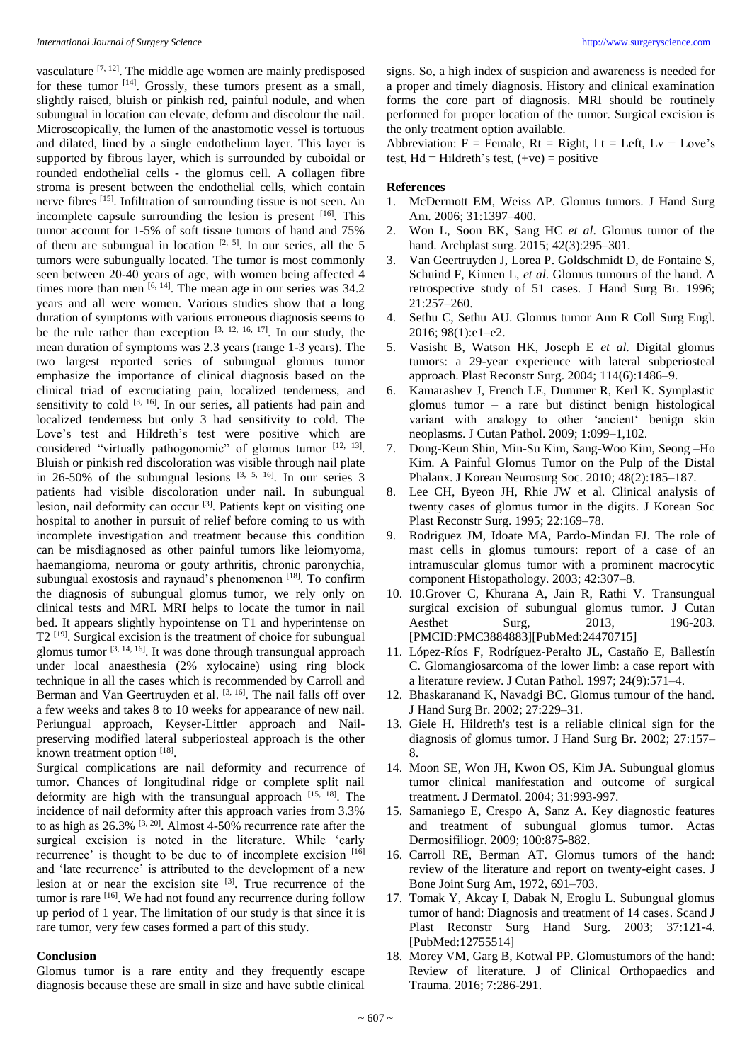vasculature [7, 12]. The middle age women are mainly predisposed for these tumor [14]. Grossly, these tumors present as a small, slightly raised, bluish or pinkish red, painful nodule, and when subungual in location can elevate, deform and discolour the nail. Microscopically, the lumen of the anastomotic vessel is tortuous and dilated, lined by a single endothelium layer. This layer is supported by fibrous layer, which is surrounded by cuboidal or rounded endothelial cells - the glomus cell. A collagen fibre stroma is present between the endothelial cells, which contain nerve fibres [15]. Infiltration of surrounding tissue is not seen. An incomplete capsule surrounding the lesion is present [16]. This tumor account for 1-5% of soft tissue tumors of hand and 75% of them are subungual in location [2, 5]. In our series, all the 5 tumors were subungually located. The tumor is most commonly seen between 20-40 years of age, with women being affected 4 times more than men [6, 14]. The mean age in our series was 34.2 years and all were women. Various studies show that a long duration of symptoms with various erroneous diagnosis seems to be the rule rather than exception [3, 12, 16, 17]. In our study, the mean duration of symptoms was 2.3 years (range 1-3 years). The two largest reported series of subungual glomus tumor emphasize the importance of clinical diagnosis based on the clinical triad of excruciating pain, localized tenderness, and sensitivity to cold [3, 16]. In our series, all patients had pain and localized tenderness but only 3 had sensitivity to cold. The Love's test and Hildreth's test were positive which are considered "virtually pathogonomic" of glomus tumor [12, 13]. Bluish or pinkish red discoloration was visible through nail plate in 26-50% of the subungual lesions [3, 5, 16]. In our series 3 patients had visible discoloration under nail. In subungual lesion, nail deformity can occur [3]. Patients kept on visiting one hospital to another in pursuit of relief before coming to us with incomplete investigation and treatment because this condition can be misdiagnosed as other painful tumors like leiomyoma, haemangioma, neuroma or gouty arthritis, chronic paronychia, subungual exostosis and raynaud's phenomenon [18]. To confirm the diagnosis of subungual glomus tumor, we rely only on clinical tests and MRI. MRI helps to locate the tumor in nail bed. It appears slightly hypointense on T1 and hyperintense on T2 [19]. Surgical excision is the treatment of choice for subungual glomus tumor [3, 14, 16]. It was done through transungual approach under local anaesthesia (2% xylocaine) using ring block technique in all the cases which is recommended by Carroll and Berman and Van Geertruyden et al. [3, 16]. The nail falls off over a few weeks and takes 8 to 10 weeks for appearance of new nail. Periungual approach, Keyser-Littler approach and Nail-preserving modified lateral subperiosteal approach is the other known treatment option [18].

Surgical complications are nail deformity and recurrence of tumor. Chances of longitudinal ridge or complete split nail deformity are high with the transungual approach [15, 18]. The incidence of nail deformity after this approach varies from 3.3% to as high as 26.3% [3, 20]. Almost 4-50% recurrence rate after the surgical excision is noted in the literature. While 'early recurrence' is thought to be due to of incomplete excision [16] and 'late recurrence' is attributed to the development of a new lesion at or near the excision site [3]. True recurrence of the tumor is rare [16]. We had not found any recurrence during follow up period of 1 year. The limitation of our study is that since it is rare tumor, very few cases formed a part of this study.

## Conclusion

Glomus tumor is a rare entity and they frequently escape diagnosis because these are small in size and have subtle clinical signs. So, a high index of suspicion and awareness is needed for a proper and timely diagnosis. History and clinical examination forms the core part of diagnosis. MRI should be routinely performed for proper location of the tumor. Surgical excision is the only treatment option available.

Abbreviation: F = Female, Rt = Right, Lt = Left, Lv = Love's test, Hd = Hildreth's test, (+ve) = positive

## References

1. McDermott EM, Weiss AP. Glomus tumors. J Hand Surg Am. 2006; 31:1397–400.
2. Won L, Soon BK, Sang HC *et al*. Glomus tumor of the hand. Archplast surg. 2015; 42(3):295–301.
3. Van Geertruyden J, Lorea P. Goldschmidt D, de Fontaine S, Schuind F, Kinnen L, *et al*. Glomus tumours of the hand. A retrospective study of 51 cases. J Hand Surg Br. 1996; 21:257–260.
4. Sethu C, Sethu AU. Glomus tumor Ann R Coll Surg Engl. 2016; 98(1):e1–e2.
5. Vasisht B, Watson HK, Joseph E *et al*. Digital glomus tumors: a 29-year experience with lateral subperiosteal approach. Plast Reconstr Surg. 2004; 114(6):1486–9.
6. Kamarashev J, French LE, Dummer R, Kerl K. Symplastic glomus tumor – a rare but distinct benign histological variant with analogy to other 'ancient' benign skin neoplasms. J Cutan Pathol. 2009; 1:099–1,102.
7. Dong-Keun Shin, Min-Su Kim, Sang-Woo Kim, Seong –Ho Kim. A Painful Glomus Tumor on the Pulp of the Distal Phalanx. J Korean Neurosurg Soc. 2010; 48(2):185–187.
8. Lee CH, Byeon JH, Rhie JW et al. Clinical analysis of twenty cases of glomus tumor in the digits. J Korean Soc Plast Reconstr Surg. 1995; 22:169–78.
9. Rodriguez JM, Idoate MA, Pardo-Mindan FJ. The role of mast cells in glomus tumours: report of a case of an intramuscular glomus tumor with a prominent macrocytic component Histopathology. 2003; 42:307–8.
10. 10.Grover C, Khurana A, Jain R, Rathi V. Transungual surgical excision of subungual glomus tumor. J Cutan Aesthet Surg, 2013, 196-203. [PMCID:PMC3884883][PubMed:24470715]
11. López-Ríos F, Rodríguez-Peralto JL, Castaño E, Ballestín C. Glomangiosarcoma of the lower limb: a case report with a literature review. J Cutan Pathol. 1997; 24(9):571–4.
12. Bhaskaranand K, Navadgi BC. Glomus tumour of the hand. J Hand Surg Br. 2002; 27:229–31.
13. Giele H. Hildreth's test is a reliable clinical sign for the diagnosis of glomus tumor. J Hand Surg Br. 2002; 27:157–8.
14. Moon SE, Won JH, Kwon OS, Kim JA. Subungual glomus tumor clinical manifestation and outcome of surgical treatment. J Dermatol. 2004; 31:993-997.
15. Samaniego E, Crespo A, Sanz A. Key diagnostic features and treatment of subungual glomus tumor. Actas Dermosifiliogr. 2009; 100:875-882.
16. Carroll RE, Berman AT. Glomus tumors of the hand: review of the literature and report on twenty-eight cases. J Bone Joint Surg Am, 1972, 691–703.
17. Tomak Y, Akcay I, Dabak N, Eroglu L. Subungual glomus tumor of hand: Diagnosis and treatment of 14 cases. Scand J Plast Reconstr Surg Hand Surg. 2003; 37:121-4. [PubMed:12755514]
18. Morey VM, Garg B, Kotwal PP. Glomustumors of the hand: Review of literature. J of Clinical Orthopaedics and Trauma. 2016; 7:286-291.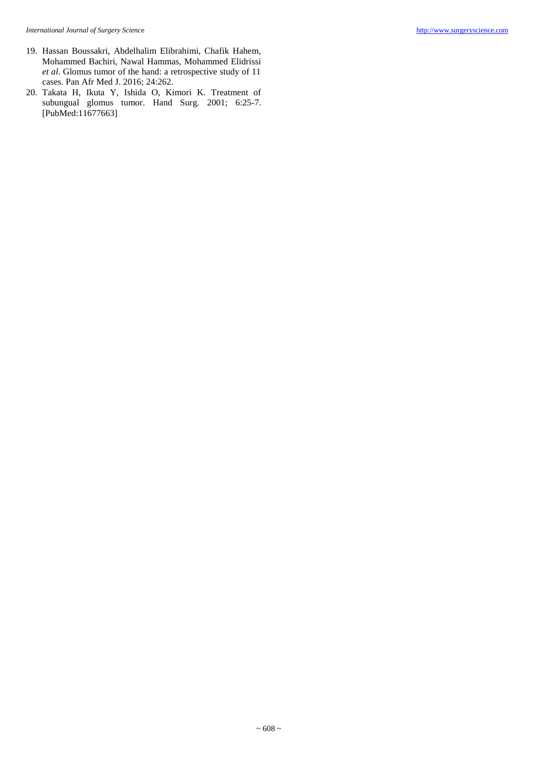19. Hassan Boussakri, Abdelhalim Elibrahimi, Chafik Hahem, Mohammed Bachiri, Nawal Hammas, Mohammed Elidrissi *et al*. Glomus tumor of the hand: a retrospective study of 11 cases. Pan Afr Med J. 2016; 24:262.
20. Takata H, Ikuta Y, Ishida O, Kimori K. Treatment of subungual glomus tumor. Hand Surg. 2001; 6:25-7. [PubMed:11677663]